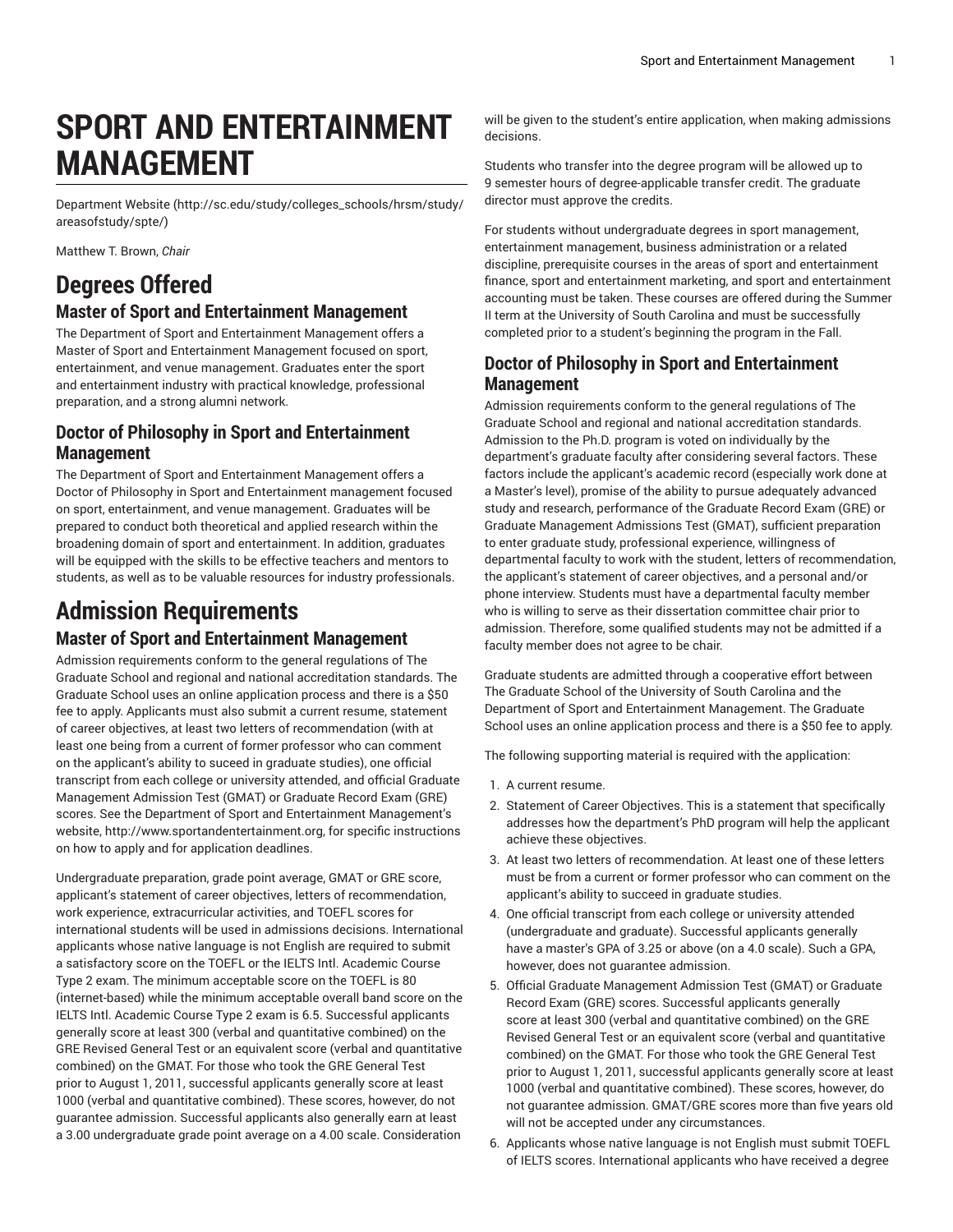# SPORT AND ENTERTAINMENT MANAGEMENT

Department Website (http://sc.edu/study/colleges_schools/hrsm/study/areasofstudy/spte/)

Matthew T. Brown, *Chair*

# Degrees Offered

## Master of Sport and Entertainment Management

The Department of Sport and Entertainment Management offers a Master of Sport and Entertainment Management focused on sport, entertainment, and venue management. Graduates enter the sport and entertainment industry with practical knowledge, professional preparation, and a strong alumni network.

## Doctor of Philosophy in Sport and Entertainment Management

The Department of Sport and Entertainment Management offers a Doctor of Philosophy in Sport and Entertainment management focused on sport, entertainment, and venue management. Graduates will be prepared to conduct both theoretical and applied research within the broadening domain of sport and entertainment. In addition, graduates will be equipped with the skills to be effective teachers and mentors to students, as well as to be valuable resources for industry professionals.

# Admission Requirements

## Master of Sport and Entertainment Management

Admission requirements conform to the general regulations of The Graduate School and regional and national accreditation standards. The Graduate School uses an online application process and there is a $50 fee to apply. Applicants must also submit a current resume, statement of career objectives, at least two letters of recommendation (with at least one being from a current of former professor who can comment on the applicant's ability to suceed in graduate studies), one official transcript from each college or university attended, and official Graduate Management Admission Test (GMAT) or Graduate Record Exam (GRE) scores. See the Department of Sport and Entertainment Management's website, http://www.sportandentertainment.org, for specific instructions on how to apply and for application deadlines.

Undergraduate preparation, grade point average, GMAT or GRE score, applicant's statement of career objectives, letters of recommendation, work experience, extracurricular activities, and TOEFL scores for international students will be used in admissions decisions. International applicants whose native language is not English are required to submit a satisfactory score on the TOEFL or the IELTS Intl. Academic Course Type 2 exam. The minimum acceptable score on the TOEFL is 80 (internet-based) while the minimum acceptable overall band score on the IELTS Intl. Academic Course Type 2 exam is 6.5. Successful applicants generally score at least 300 (verbal and quantitative combined) on the GRE Revised General Test or an equivalent score (verbal and quantitative combined) on the GMAT. For those who took the GRE General Test prior to August 1, 2011, successful applicants generally score at least 1000 (verbal and quantitative combined). These scores, however, do not guarantee admission. Successful applicants also generally earn at least a 3.00 undergraduate grade point average on a 4.00 scale. Consideration will be given to the student's entire application, when making admissions decisions.

Students who transfer into the degree program will be allowed up to 9 semester hours of degree-applicable transfer credit. The graduate director must approve the credits.

For students without undergraduate degrees in sport management, entertainment management, business administration or a related discipline, prerequisite courses in the areas of sport and entertainment finance, sport and entertainment marketing, and sport and entertainment accounting must be taken. These courses are offered during the Summer II term at the University of South Carolina and must be successfully completed prior to a student's beginning the program in the Fall.

## Doctor of Philosophy in Sport and Entertainment Management

Admission requirements conform to the general regulations of The Graduate School and regional and national accreditation standards. Admission to the Ph.D. program is voted on individually by the department's graduate faculty after considering several factors. These factors include the applicant's academic record (especially work done at a Master's level), promise of the ability to pursue adequately advanced study and research, performance of the Graduate Record Exam (GRE) or Graduate Management Admissions Test (GMAT), sufficient preparation to enter graduate study, professional experience, willingness of departmental faculty to work with the student, letters of recommendation, the applicant's statement of career objectives, and a personal and/or phone interview. Students must have a departmental faculty member who is willing to serve as their dissertation committee chair prior to admission. Therefore, some qualified students may not be admitted if a faculty member does not agree to be chair.

Graduate students are admitted through a cooperative effort between The Graduate School of the University of South Carolina and the Department of Sport and Entertainment Management. The Graduate School uses an online application process and there is a $50 fee to apply.

The following supporting material is required with the application:

1. A current resume.
2. Statement of Career Objectives. This is a statement that specifically addresses how the department's PhD program will help the applicant achieve these objectives.
3. At least two letters of recommendation. At least one of these letters must be from a current or former professor who can comment on the applicant's ability to succeed in graduate studies.
4. One official transcript from each college or university attended (undergraduate and graduate). Successful applicants generally have a master's GPA of 3.25 or above (on a 4.0 scale). Such a GPA, however, does not guarantee admission.
5. Official Graduate Management Admission Test (GMAT) or Graduate Record Exam (GRE) scores. Successful applicants generally score at least 300 (verbal and quantitative combined) on the GRE Revised General Test or an equivalent score (verbal and quantitative combined) on the GMAT. For those who took the GRE General Test prior to August 1, 2011, successful applicants generally score at least 1000 (verbal and quantitative combined). These scores, however, do not guarantee admission. GMAT/GRE scores more than five years old will not be accepted under any circumstances.
6. Applicants whose native language is not English must submit TOEFL of IELTS scores. International applicants who have received a degree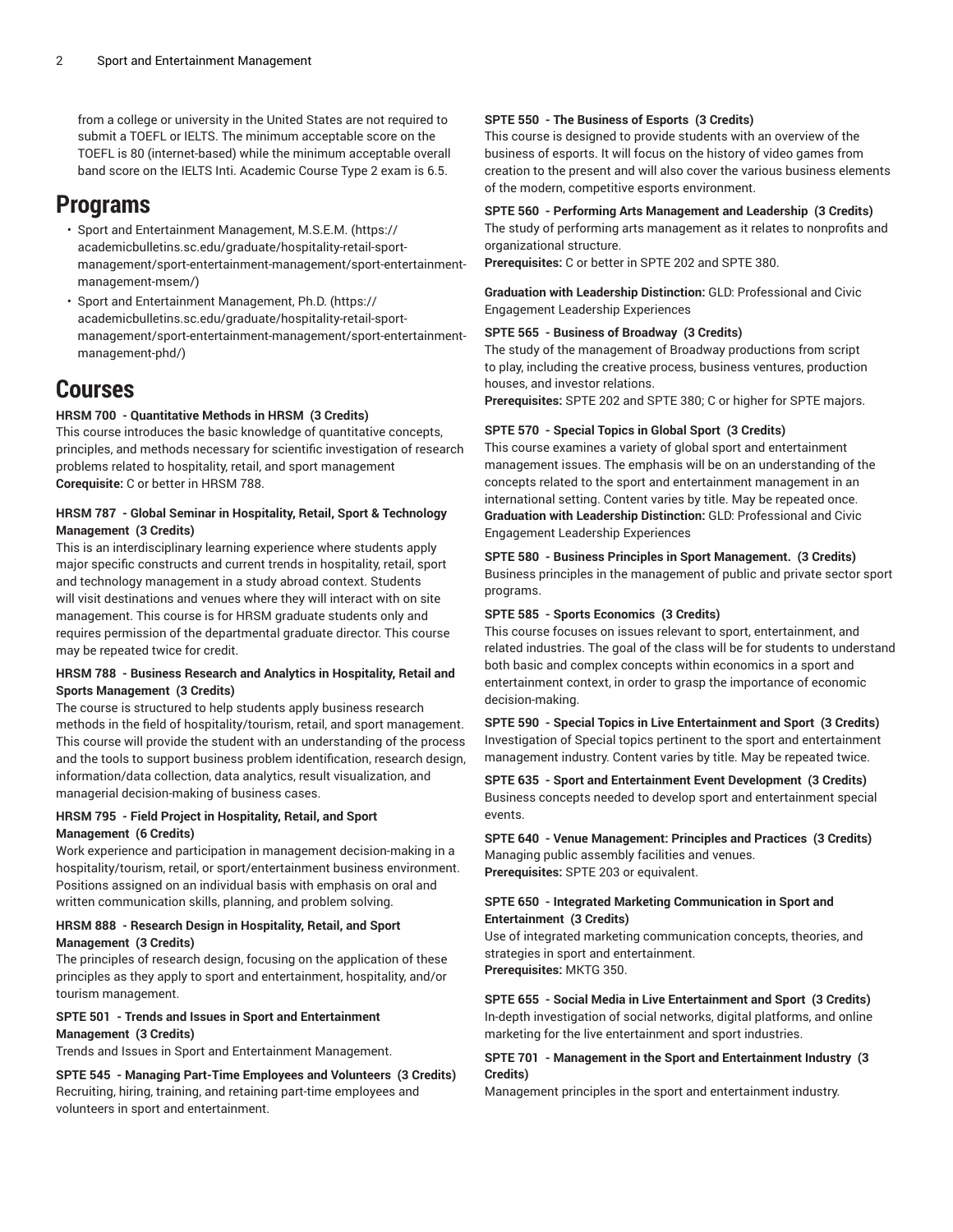from a college or university in the United States are not required to submit a TOEFL or IELTS. The minimum acceptable score on the TOEFL is 80 (internet-based) while the minimum acceptable overall band score on the IELTS Inti. Academic Course Type 2 exam is 6.5.

## Programs

- Sport and Entertainment Management, M.S.E.M. (https://academicbulletins.sc.edu/graduate/hospitality-retail-sport-management/sport-entertainment-management/sport-entertainment-management-msem/)
- Sport and Entertainment Management, Ph.D. (https://academicbulletins.sc.edu/graduate/hospitality-retail-sport-management/sport-entertainment-management/sport-entertainment-management-phd/)

## Courses

**HRSM 700 - Quantitative Methods in HRSM (3 Credits)**
This course introduces the basic knowledge of quantitative concepts, principles, and methods necessary for scientific investigation of research problems related to hospitality, retail, and sport management
**Corequisite:** C or better in HRSM 788.

**HRSM 787 - Global Seminar in Hospitality, Retail, Sport & Technology Management (3 Credits)**
This is an interdisciplinary learning experience where students apply major specific constructs and current trends in hospitality, retail, sport and technology management in a study abroad context. Students will visit destinations and venues where they will interact with on site management. This course is for HRSM graduate students only and requires permission of the departmental graduate director. This course may be repeated twice for credit.

**HRSM 788 - Business Research and Analytics in Hospitality, Retail and Sports Management (3 Credits)**
The course is structured to help students apply business research methods in the field of hospitality/tourism, retail, and sport management. This course will provide the student with an understanding of the process and the tools to support business problem identification, research design, information/data collection, data analytics, result visualization, and managerial decision-making of business cases.

**HRSM 795 - Field Project in Hospitality, Retail, and Sport Management (6 Credits)**
Work experience and participation in management decision-making in a hospitality/tourism, retail, or sport/entertainment business environment. Positions assigned on an individual basis with emphasis on oral and written communication skills, planning, and problem solving.

**HRSM 888 - Research Design in Hospitality, Retail, and Sport Management (3 Credits)**
The principles of research design, focusing on the application of these principles as they apply to sport and entertainment, hospitality, and/or tourism management.

**SPTE 501 - Trends and Issues in Sport and Entertainment Management (3 Credits)**
Trends and Issues in Sport and Entertainment Management.

**SPTE 545 - Managing Part-Time Employees and Volunteers (3 Credits)**
Recruiting, hiring, training, and retaining part-time employees and volunteers in sport and entertainment.

**SPTE 550 - The Business of Esports (3 Credits)**
This course is designed to provide students with an overview of the business of esports. It will focus on the history of video games from creation to the present and will also cover the various business elements of the modern, competitive esports environment.

**SPTE 560 - Performing Arts Management and Leadership (3 Credits)**
The study of performing arts management as it relates to nonprofits and organizational structure.
**Prerequisites:** C or better in SPTE 202 and SPTE 380.

**Graduation with Leadership Distinction:** GLD: Professional and Civic Engagement Leadership Experiences

**SPTE 565 - Business of Broadway (3 Credits)**
The study of the management of Broadway productions from script to play, including the creative process, business ventures, production houses, and investor relations.
**Prerequisites:** SPTE 202 and SPTE 380; C or higher for SPTE majors.

**SPTE 570 - Special Topics in Global Sport (3 Credits)**
This course examines a variety of global sport and entertainment management issues. The emphasis will be on an understanding of the concepts related to the sport and entertainment management in an international setting. Content varies by title. May be repeated once.
**Graduation with Leadership Distinction:** GLD: Professional and Civic Engagement Leadership Experiences

**SPTE 580 - Business Principles in Sport Management. (3 Credits)**
Business principles in the management of public and private sector sport programs.

**SPTE 585 - Sports Economics (3 Credits)**
This course focuses on issues relevant to sport, entertainment, and related industries. The goal of the class will be for students to understand both basic and complex concepts within economics in a sport and entertainment context, in order to grasp the importance of economic decision-making.

**SPTE 590 - Special Topics in Live Entertainment and Sport (3 Credits)**
Investigation of Special topics pertinent to the sport and entertainment management industry. Content varies by title. May be repeated twice.

**SPTE 635 - Sport and Entertainment Event Development (3 Credits)**
Business concepts needed to develop sport and entertainment special events.

**SPTE 640 - Venue Management: Principles and Practices (3 Credits)**
Managing public assembly facilities and venues.
**Prerequisites:** SPTE 203 or equivalent.

**SPTE 650 - Integrated Marketing Communication in Sport and Entertainment (3 Credits)**
Use of integrated marketing communication concepts, theories, and strategies in sport and entertainment.
**Prerequisites:** MKTG 350.

**SPTE 655 - Social Media in Live Entertainment and Sport (3 Credits)**
In-depth investigation of social networks, digital platforms, and online marketing for the live entertainment and sport industries.

**SPTE 701 - Management in the Sport and Entertainment Industry (3 Credits)**
Management principles in the sport and entertainment industry.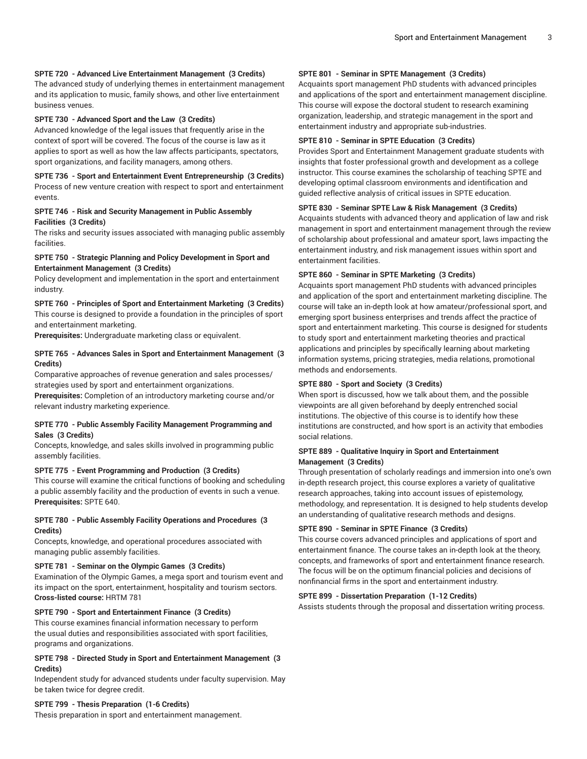**SPTE 720 - Advanced Live Entertainment Management (3 Credits)**
The advanced study of underlying themes in entertainment management and its application to music, family shows, and other live entertainment business venues.

**SPTE 730 - Advanced Sport and the Law (3 Credits)**
Advanced knowledge of the legal issues that frequently arise in the context of sport will be covered. The focus of the course is law as it applies to sport as well as how the law affects participants, spectators, sport organizations, and facility managers, among others.

**SPTE 736 - Sport and Entertainment Event Entrepreneurship (3 Credits)**
Process of new venture creation with respect to sport and entertainment events.

**SPTE 746 - Risk and Security Management in Public Assembly Facilities (3 Credits)**
The risks and security issues associated with managing public assembly facilities.

**SPTE 750 - Strategic Planning and Policy Development in Sport and Entertainment Management (3 Credits)**
Policy development and implementation in the sport and entertainment industry.

**SPTE 760 - Principles of Sport and Entertainment Marketing (3 Credits)**
This course is designed to provide a foundation in the principles of sport and entertainment marketing.
**Prerequisites:** Undergraduate marketing class or equivalent.

**SPTE 765 - Advances Sales in Sport and Entertainment Management (3 Credits)**
Comparative approaches of revenue generation and sales processes/ strategies used by sport and entertainment organizations.
**Prerequisites:** Completion of an introductory marketing course and/or relevant industry marketing experience.

**SPTE 770 - Public Assembly Facility Management Programming and Sales (3 Credits)**
Concepts, knowledge, and sales skills involved in programming public assembly facilities.

**SPTE 775 - Event Programming and Production (3 Credits)**
This course will examine the critical functions of booking and scheduling a public assembly facility and the production of events in such a venue.
**Prerequisites:** SPTE 640.

**SPTE 780 - Public Assembly Facility Operations and Procedures (3 Credits)**
Concepts, knowledge, and operational procedures associated with managing public assembly facilities.

**SPTE 781 - Seminar on the Olympic Games (3 Credits)**
Examination of the Olympic Games, a mega sport and tourism event and its impact on the sport, entertainment, hospitality and tourism sectors.
**Cross-listed course:** HRTM 781

**SPTE 790 - Sport and Entertainment Finance (3 Credits)**
This course examines financial information necessary to perform the usual duties and responsibilities associated with sport facilities, programs and organizations.

**SPTE 798 - Directed Study in Sport and Entertainment Management (3 Credits)**
Independent study for advanced students under faculty supervision. May be taken twice for degree credit.

**SPTE 799 - Thesis Preparation (1-6 Credits)**
Thesis preparation in sport and entertainment management.

**SPTE 801 - Seminar in SPTE Management (3 Credits)**
Acquaints sport management PhD students with advanced principles and applications of the sport and entertainment management discipline. This course will expose the doctoral student to research examining organization, leadership, and strategic management in the sport and entertainment industry and appropriate sub-industries.

**SPTE 810 - Seminar in SPTE Education (3 Credits)**
Provides Sport and Entertainment Management graduate students with insights that foster professional growth and development as a college instructor. This course examines the scholarship of teaching SPTE and developing optimal classroom environments and identification and guided reflective analysis of critical issues in SPTE education.

**SPTE 830 - Seminar SPTE Law & Risk Management (3 Credits)**
Acquaints students with advanced theory and application of law and risk management in sport and entertainment management through the review of scholarship about professional and amateur sport, laws impacting the entertainment industry, and risk management issues within sport and entertainment facilities.

**SPTE 860 - Seminar in SPTE Marketing (3 Credits)**
Acquaints sport management PhD students with advanced principles and application of the sport and entertainment marketing discipline. The course will take an in-depth look at how amateur/professional sport, and emerging sport business enterprises and trends affect the practice of sport and entertainment marketing. This course is designed for students to study sport and entertainment marketing theories and practical applications and principles by specifically learning about marketing information systems, pricing strategies, media relations, promotional methods and endorsements.

**SPTE 880 - Sport and Society (3 Credits)**
When sport is discussed, how we talk about them, and the possible viewpoints are all given beforehand by deeply entrenched social institutions. The objective of this course is to identify how these institutions are constructed, and how sport is an activity that embodies social relations.

**SPTE 889 - Qualitative Inquiry in Sport and Entertainment Management (3 Credits)**
Through presentation of scholarly readings and immersion into one's own in-depth research project, this course explores a variety of qualitative research approaches, taking into account issues of epistemology, methodology, and representation. It is designed to help students develop an understanding of qualitative research methods and designs.

**SPTE 890 - Seminar in SPTE Finance (3 Credits)**
This course covers advanced principles and applications of sport and entertainment finance. The course takes an in-depth look at the theory, concepts, and frameworks of sport and entertainment finance research. The focus will be on the optimum financial policies and decisions of nonfinancial firms in the sport and entertainment industry.

**SPTE 899 - Dissertation Preparation (1-12 Credits)**
Assists students through the proposal and dissertation writing process.